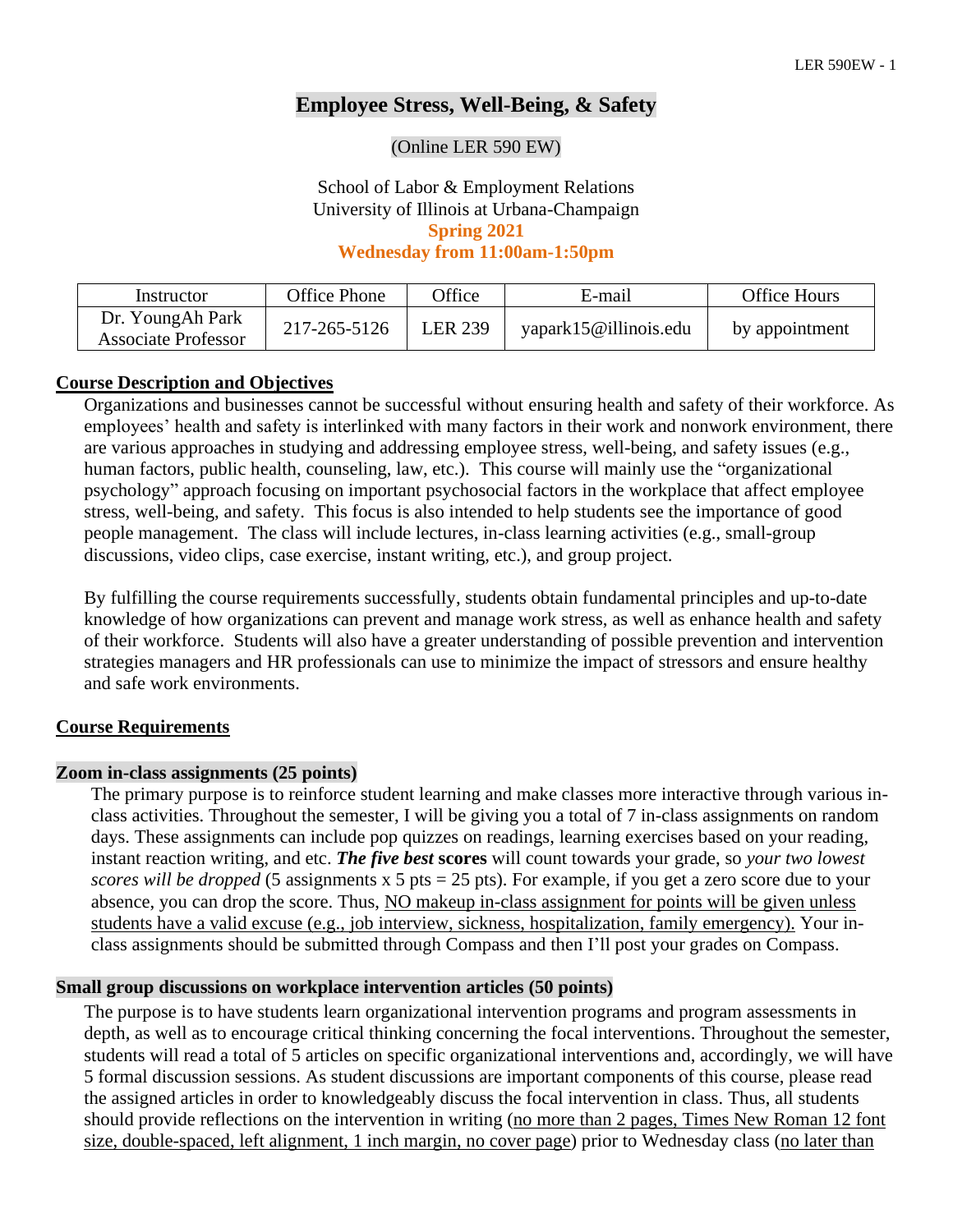# Employee Stress, Well-Being, & Safety

(Online LER 590 EW)

School of Labor & Employment Relations
University of Illinois at Urbana-Champaign
**Spring 2021**
**Wednesday from 11:00am-1:50pm**

| Instructor | Office Phone | Office | E-mail | Office Hours |
|---|---|---|---|---|
| Dr. YoungAh Park<br>Associate Professor | 217-265-5126 | LER 239 | yapark15@illinois.edu | by appointment |

## Course Description and Objectives

Organizations and businesses cannot be successful without ensuring health and safety of their workforce. As employees' health and safety is interlinked with many factors in their work and nonwork environment, there are various approaches in studying and addressing employee stress, well-being, and safety issues (e.g., human factors, public health, counseling, law, etc.). This course will mainly use the "organizational psychology" approach focusing on important psychosocial factors in the workplace that affect employee stress, well-being, and safety. This focus is also intended to help students see the importance of good people management. The class will include lectures, in-class learning activities (e.g., small-group discussions, video clips, case exercise, instant writing, etc.), and group project.

By fulfilling the course requirements successfully, students obtain fundamental principles and up-to-date knowledge of how organizations can prevent and manage work stress, as well as enhance health and safety of their workforce. Students will also have a greater understanding of possible prevention and intervention strategies managers and HR professionals can use to minimize the impact of stressors and ensure healthy and safe work environments.

## Course Requirements

### Zoom in-class assignments (25 points)

The primary purpose is to reinforce student learning and make classes more interactive through various in-class activities. Throughout the semester, I will be giving you a total of 7 in-class assignments on random days. These assignments can include pop quizzes on readings, learning exercises based on your reading, instant reaction writing, and etc. ***The five best* scores** will count towards your grade, so *your two lowest scores will be dropped* (5 assignments x 5 pts = 25 pts). For example, if you get a zero score due to your absence, you can drop the score. Thus, NO makeup in-class assignment for points will be given unless students have a valid excuse (e.g., job interview, sickness, hospitalization, family emergency). Your in-class assignments should be submitted through Compass and then I'll post your grades on Compass.

### Small group discussions on workplace intervention articles (50 points)

The purpose is to have students learn organizational intervention programs and program assessments in depth, as well as to encourage critical thinking concerning the focal interventions. Throughout the semester, students will read a total of 5 articles on specific organizational interventions and, accordingly, we will have 5 formal discussion sessions. As student discussions are important components of this course, please read the assigned articles in order to knowledgeably discuss the focal intervention in class. Thus, all students should provide reflections on the intervention in writing (no more than 2 pages, Times New Roman 12 font size, double-spaced, left alignment, 1 inch margin, no cover page) prior to Wednesday class (no later than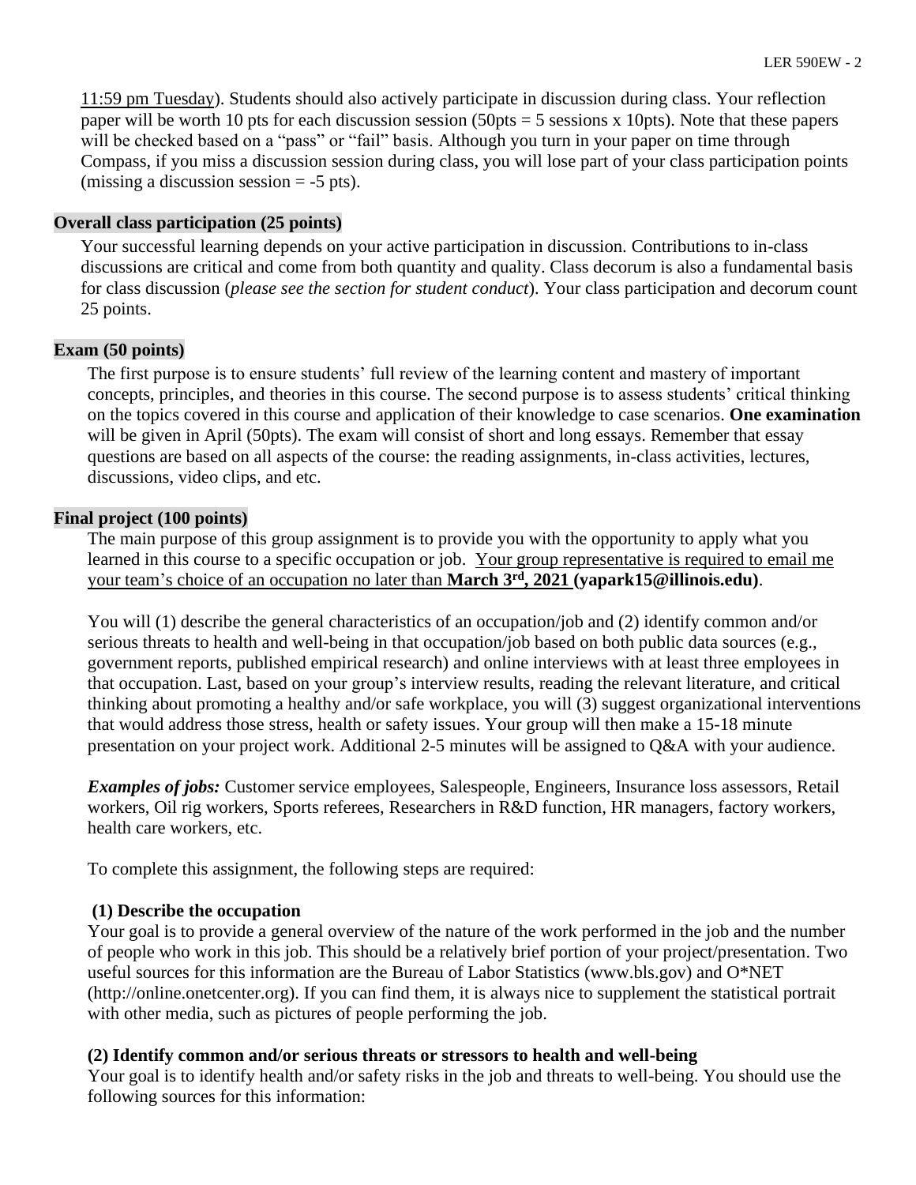11:59 pm Tuesday). Students should also actively participate in discussion during class. Your reflection paper will be worth 10 pts for each discussion session (50pts = 5 sessions x 10pts). Note that these papers will be checked based on a "pass" or "fail" basis. Although you turn in your paper on time through Compass, if you miss a discussion session during class, you will lose part of your class participation points (missing a discussion session = -5 pts).

**Overall class participation (25 points)**

Your successful learning depends on your active participation in discussion. Contributions to in-class discussions are critical and come from both quantity and quality. Class decorum is also a fundamental basis for class discussion (*please see the section for student conduct*). Your class participation and decorum count 25 points.

**Exam (50 points)**

The first purpose is to ensure students' full review of the learning content and mastery of important concepts, principles, and theories in this course. The second purpose is to assess students' critical thinking on the topics covered in this course and application of their knowledge to case scenarios. **One examination** will be given in April (50pts). The exam will consist of short and long essays. Remember that essay questions are based on all aspects of the course: the reading assignments, in-class activities, lectures, discussions, video clips, and etc.

**Final project (100 points)**

The main purpose of this group assignment is to provide you with the opportunity to apply what you learned in this course to a specific occupation or job. Your group representative is required to email me your team's choice of an occupation no later than **March 3rd, 2021** **(yapark15@illinois.edu)**.

You will (1) describe the general characteristics of an occupation/job and (2) identify common and/or serious threats to health and well-being in that occupation/job based on both public data sources (e.g., government reports, published empirical research) and online interviews with at least three employees in that occupation. Last, based on your group's interview results, reading the relevant literature, and critical thinking about promoting a healthy and/or safe workplace, you will (3) suggest organizational interventions that would address those stress, health or safety issues. Your group will then make a 15-18 minute presentation on your project work. Additional 2-5 minutes will be assigned to Q&A with your audience.

***Examples of jobs:*** Customer service employees, Salespeople, Engineers, Insurance loss assessors, Retail workers, Oil rig workers, Sports referees, Researchers in R&D function, HR managers, factory workers, health care workers, etc.

To complete this assignment, the following steps are required:

**(1) Describe the occupation**

Your goal is to provide a general overview of the nature of the work performed in the job and the number of people who work in this job. This should be a relatively brief portion of your project/presentation. Two useful sources for this information are the Bureau of Labor Statistics (www.bls.gov) and O*NET (http://online.onetcenter.org). If you can find them, it is always nice to supplement the statistical portrait with other media, such as pictures of people performing the job.

**(2) Identify common and/or serious threats or stressors to health and well-being**

Your goal is to identify health and/or safety risks in the job and threats to well-being. You should use the following sources for this information: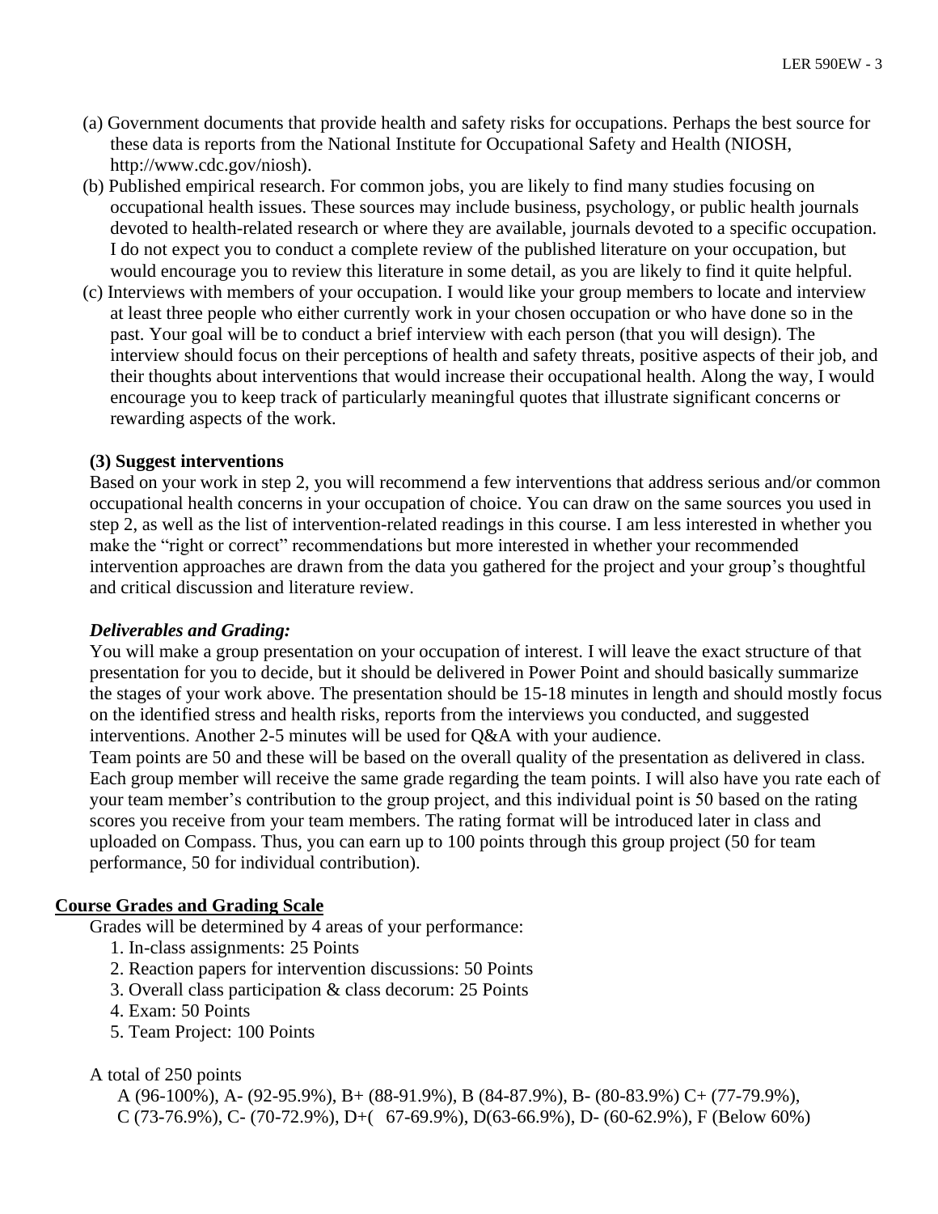(a) Government documents that provide health and safety risks for occupations. Perhaps the best source for these data is reports from the National Institute for Occupational Safety and Health (NIOSH, http://www.cdc.gov/niosh).

(b) Published empirical research. For common jobs, you are likely to find many studies focusing on occupational health issues. These sources may include business, psychology, or public health journals devoted to health-related research or where they are available, journals devoted to a specific occupation. I do not expect you to conduct a complete review of the published literature on your occupation, but would encourage you to review this literature in some detail, as you are likely to find it quite helpful.

(c) Interviews with members of your occupation. I would like your group members to locate and interview at least three people who either currently work in your chosen occupation or who have done so in the past. Your goal will be to conduct a brief interview with each person (that you will design). The interview should focus on their perceptions of health and safety threats, positive aspects of their job, and their thoughts about interventions that would increase their occupational health. Along the way, I would encourage you to keep track of particularly meaningful quotes that illustrate significant concerns or rewarding aspects of the work.

**(3) Suggest interventions**

Based on your work in step 2, you will recommend a few interventions that address serious and/or common occupational health concerns in your occupation of choice. You can draw on the same sources you used in step 2, as well as the list of intervention-related readings in this course. I am less interested in whether you make the "right or correct" recommendations but more interested in whether your recommended intervention approaches are drawn from the data you gathered for the project and your group's thoughtful and critical discussion and literature review.

***Deliverables and Grading:***

You will make a group presentation on your occupation of interest. I will leave the exact structure of that presentation for you to decide, but it should be delivered in Power Point and should basically summarize the stages of your work above. The presentation should be 15-18 minutes in length and should mostly focus on the identified stress and health risks, reports from the interviews you conducted, and suggested interventions. Another 2-5 minutes will be used for Q&A with your audience.

Team points are 50 and these will be based on the overall quality of the presentation as delivered in class. Each group member will receive the same grade regarding the team points. I will also have you rate each of your team member's contribution to the group project, and this individual point is 50 based on the rating scores you receive from your team members. The rating format will be introduced later in class and uploaded on Compass. Thus, you can earn up to 100 points through this group project (50 for team performance, 50 for individual contribution).

## Course Grades and Grading Scale

Grades will be determined by 4 areas of your performance:

1. In-class assignments: 25 Points
2. Reaction papers for intervention discussions: 50 Points
3. Overall class participation & class decorum: 25 Points
4. Exam: 50 Points
5. Team Project: 100 Points

A total of 250 points

A (96-100%), A- (92-95.9%), B+ (88-91.9%), B (84-87.9%), B- (80-83.9%) C+ (77-79.9%), C (73-76.9%), C- (70-72.9%), D+( 67-69.9%), D(63-66.9%), D- (60-62.9%), F (Below 60%)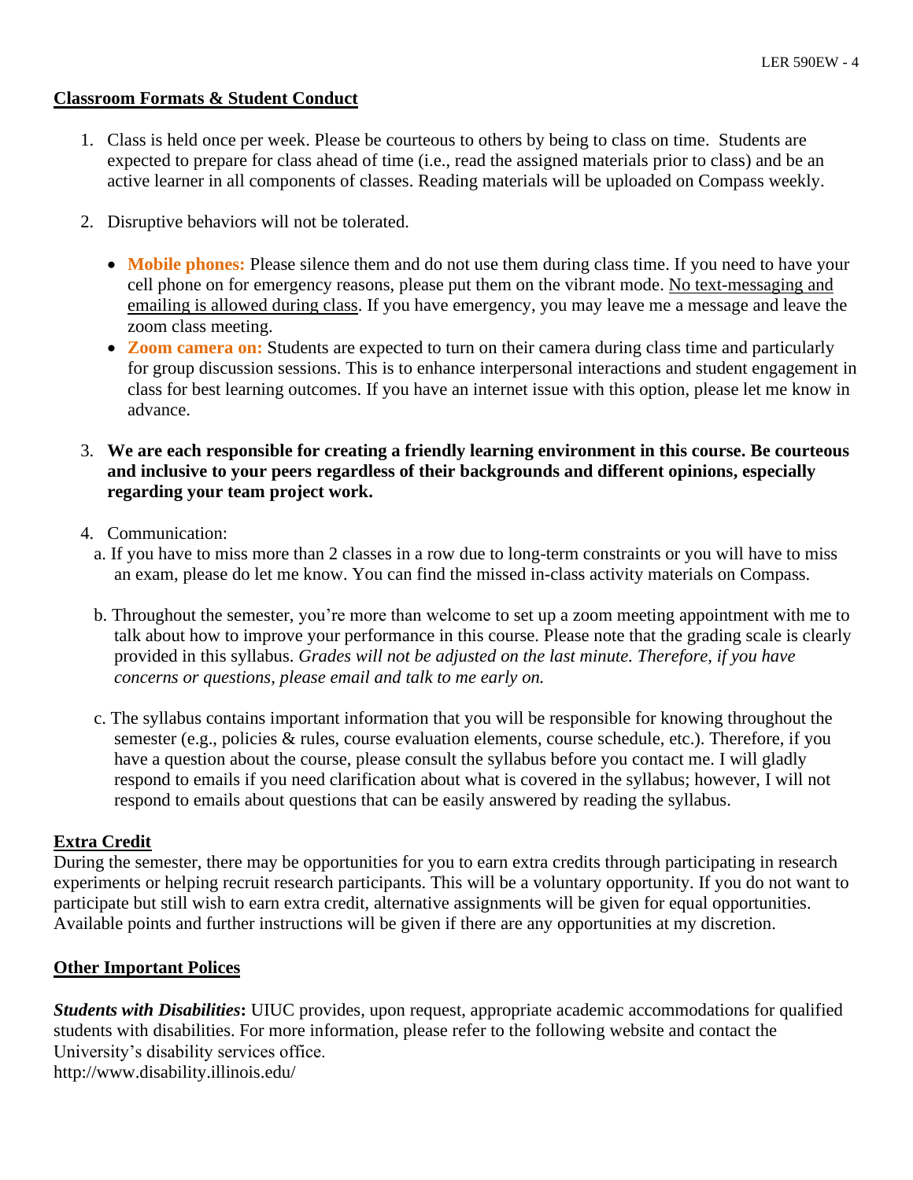**Classroom Formats & Student Conduct**

1. Class is held once per week. Please be courteous to others by being to class on time. Students are expected to prepare for class ahead of time (i.e., read the assigned materials prior to class) and be an active learner in all components of classes. Reading materials will be uploaded on Compass weekly.

2. Disruptive behaviors will not be tolerated.

   - **Mobile phones:** Please silence them and do not use them during class time. If you need to have your cell phone on for emergency reasons, please put them on the vibrant mode. No text-messaging and emailing is allowed during class. If you have emergency, you may leave me a message and leave the zoom class meeting.
   - **Zoom camera on:** Students are expected to turn on their camera during class time and particularly for group discussion sessions. This is to enhance interpersonal interactions and student engagement in class for best learning outcomes. If you have an internet issue with this option, please let me know in advance.

3. **We are each responsible for creating a friendly learning environment in this course. Be courteous and inclusive to your peers regardless of their backgrounds and different opinions, especially regarding your team project work.**

4. Communication:

   a. If you have to miss more than 2 classes in a row due to long-term constraints or you will have to miss an exam, please do let me know. You can find the missed in-class activity materials on Compass.

   b. Throughout the semester, you're more than welcome to set up a zoom meeting appointment with me to talk about how to improve your performance in this course. Please note that the grading scale is clearly provided in this syllabus. *Grades will not be adjusted on the last minute. Therefore, if you have concerns or questions, please email and talk to me early on.*

   c. The syllabus contains important information that you will be responsible for knowing throughout the semester (e.g., policies & rules, course evaluation elements, course schedule, etc.). Therefore, if you have a question about the course, please consult the syllabus before you contact me. I will gladly respond to emails if you need clarification about what is covered in the syllabus; however, I will not respond to emails about questions that can be easily answered by reading the syllabus.

**Extra Credit**

During the semester, there may be opportunities for you to earn extra credits through participating in research experiments or helping recruit research participants. This will be a voluntary opportunity. If you do not want to participate but still wish to earn extra credit, alternative assignments will be given for equal opportunities. Available points and further instructions will be given if there are any opportunities at my discretion.

**Other Important Polices**

***Students with Disabilities*:** UIUC provides, upon request, appropriate academic accommodations for qualified students with disabilities. For more information, please refer to the following website and contact the University's disability services office.
http://www.disability.illinois.edu/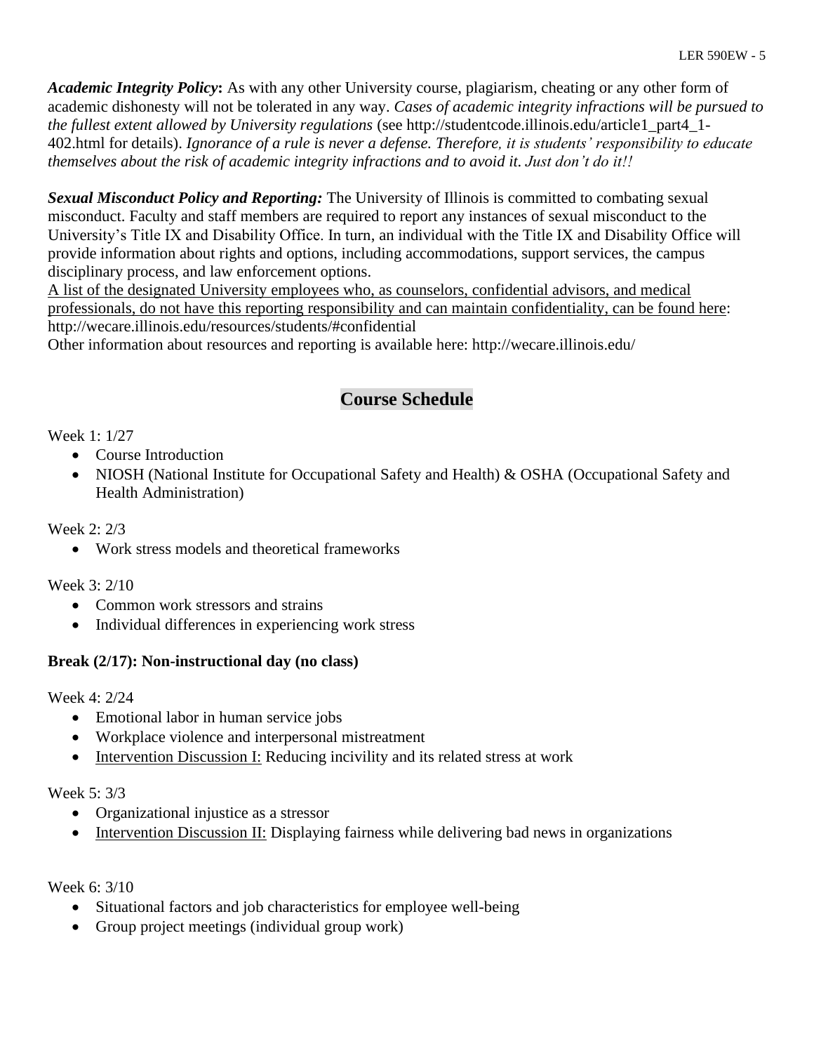***Academic Integrity Policy*:** As with any other University course, plagiarism, cheating or any other form of academic dishonesty will not be tolerated in any way. *Cases of academic integrity infractions will be pursued to the fullest extent allowed by University regulations* (see http://studentcode.illinois.edu/article1_part4_1-402.html for details). *Ignorance of a rule is never a defense. Therefore, it is students' responsibility to educate themselves about the risk of academic integrity infractions and to avoid it. Just don't do it!!*

***Sexual Misconduct Policy and Reporting:*** The University of Illinois is committed to combating sexual misconduct. Faculty and staff members are required to report any instances of sexual misconduct to the University's Title IX and Disability Office. In turn, an individual with the Title IX and Disability Office will provide information about rights and options, including accommodations, support services, the campus disciplinary process, and law enforcement options.
<u>A list of the designated University employees who, as counselors, confidential advisors, and medical professionals, do not have this reporting responsibility and can maintain confidentiality, can be found here</u>: http://wecare.illinois.edu/resources/students/#confidential
Other information about resources and reporting is available here: http://wecare.illinois.edu/

## Course Schedule

Week 1: 1/27

- Course Introduction
- NIOSH (National Institute for Occupational Safety and Health) & OSHA (Occupational Safety and Health Administration)

Week 2: 2/3

- Work stress models and theoretical frameworks

Week 3: 2/10

- Common work stressors and strains
- Individual differences in experiencing work stress

**Break (2/17): Non-instructional day (no class)**

Week 4: 2/24

- Emotional labor in human service jobs
- Workplace violence and interpersonal mistreatment
- <u>Intervention Discussion I:</u> Reducing incivility and its related stress at work

Week 5: 3/3

- Organizational injustice as a stressor
- <u>Intervention Discussion II:</u> Displaying fairness while delivering bad news in organizations

Week 6: 3/10

- Situational factors and job characteristics for employee well-being
- Group project meetings (individual group work)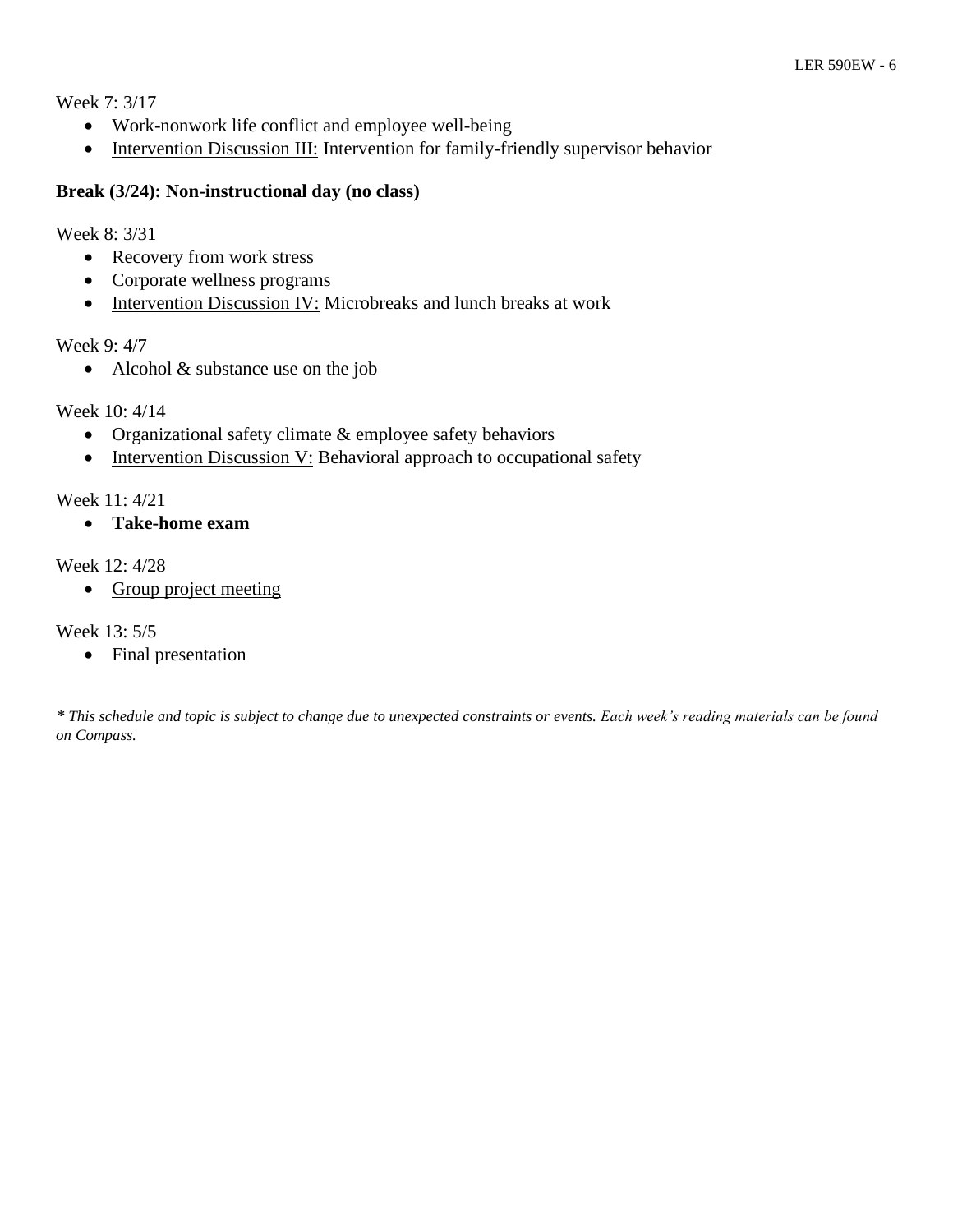Week 7: 3/17

- Work-nonwork life conflict and employee well-being
- Intervention Discussion III: Intervention for family-friendly supervisor behavior

**Break (3/24): Non-instructional day (no class)**

Week 8: 3/31

- Recovery from work stress
- Corporate wellness programs
- Intervention Discussion IV: Microbreaks and lunch breaks at work

Week 9: 4/7

- Alcohol & substance use on the job

Week 10: 4/14

- Organizational safety climate & employee safety behaviors
- Intervention Discussion V: Behavioral approach to occupational safety

Week 11: 4/21

- **Take-home exam**

Week 12: 4/28

- Group project meeting

Week 13: 5/5

- Final presentation

*\* This schedule and topic is subject to change due to unexpected constraints or events. Each week's reading materials can be found on Compass.*